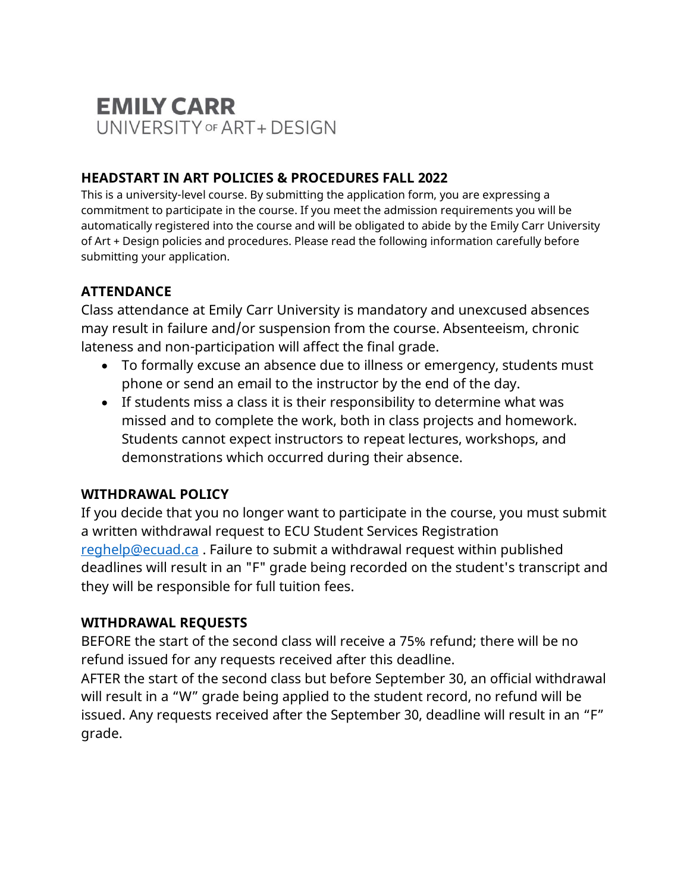**EMILY CARR**
UNIVERSITY OF ART + DESIGN

## HEADSTART IN ART POLICIES & PROCEDURES FALL 2022

This is a university-level course. By submitting the application form, you are expressing a commitment to participate in the course. If you meet the admission requirements you will be automatically registered into the course and will be obligated to abide by the Emily Carr University of Art + Design policies and procedures. Please read the following information carefully before submitting your application.

## ATTENDANCE

Class attendance at Emily Carr University is mandatory and unexcused absences may result in failure and/or suspension from the course. Absenteeism, chronic lateness and non-participation will affect the final grade.

- To formally excuse an absence due to illness or emergency, students must phone or send an email to the instructor by the end of the day.
- If students miss a class it is their responsibility to determine what was missed and to complete the work, both in class projects and homework. Students cannot expect instructors to repeat lectures, workshops, and demonstrations which occurred during their absence.

## WITHDRAWAL POLICY

If you decide that you no longer want to participate in the course, you must submit a written withdrawal request to ECU Student Services Registration reghelp@ecuad.ca . Failure to submit a withdrawal request within published deadlines will result in an "F" grade being recorded on the student's transcript and they will be responsible for full tuition fees.

## WITHDRAWAL REQUESTS

BEFORE the start of the second class will receive a 75% refund; there will be no refund issued for any requests received after this deadline.

AFTER the start of the second class but before September 30, an official withdrawal will result in a “W” grade being applied to the student record, no refund will be issued. Any requests received after the September 30, deadline will result in an “F” grade.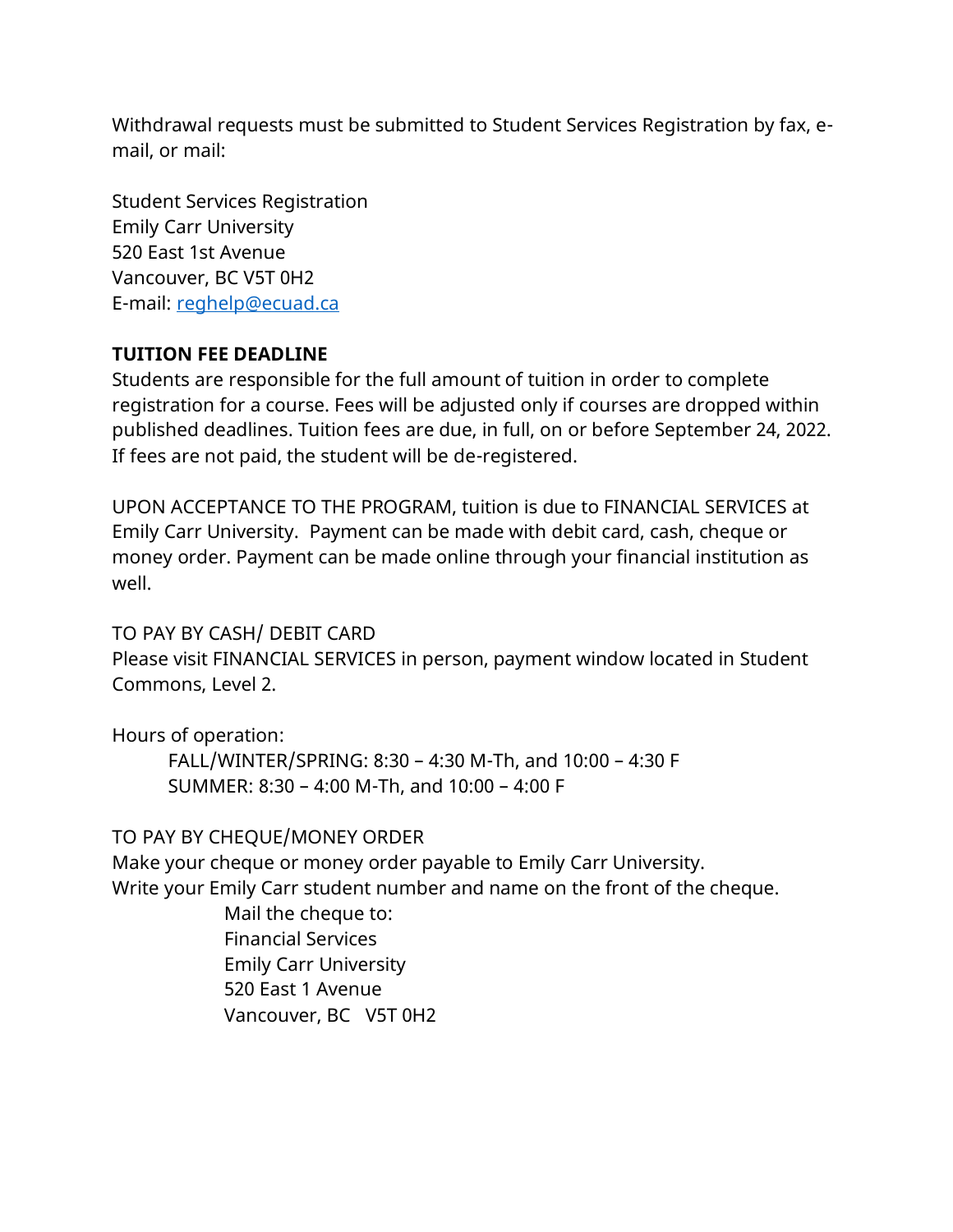Withdrawal requests must be submitted to Student Services Registration by fax, e-mail, or mail:

Student Services Registration  
Emily Carr University  
520 East 1st Avenue  
Vancouver, BC V5T 0H2  
E-mail: [reghelp@ecuad.ca](mailto:reghelp@ecuad.ca)

**TUITION FEE DEADLINE**

Students are responsible for the full amount of tuition in order to complete registration for a course. Fees will be adjusted only if courses are dropped within published deadlines. Tuition fees are due, in full, on or before September 24, 2022. If fees are not paid, the student will be de-registered.

UPON ACCEPTANCE TO THE PROGRAM, tuition is due to FINANCIAL SERVICES at Emily Carr University. Payment can be made with debit card, cash, cheque or money order. Payment can be made online through your financial institution as well.

TO PAY BY CASH/ DEBIT CARD

Please visit FINANCIAL SERVICES in person, payment window located in Student Commons, Level 2.

Hours of operation:

FALL/WINTER/SPRING: 8:30 – 4:30 M-Th, and 10:00 – 4:30 F  
SUMMER: 8:30 – 4:00 M-Th, and 10:00 – 4:00 F

TO PAY BY CHEQUE/MONEY ORDER

Make your cheque or money order payable to Emily Carr University.  
Write your Emily Carr student number and name on the front of the cheque.

Mail the cheque to:  
Financial Services  
Emily Carr University  
520 East 1 Avenue  
Vancouver, BC V5T 0H2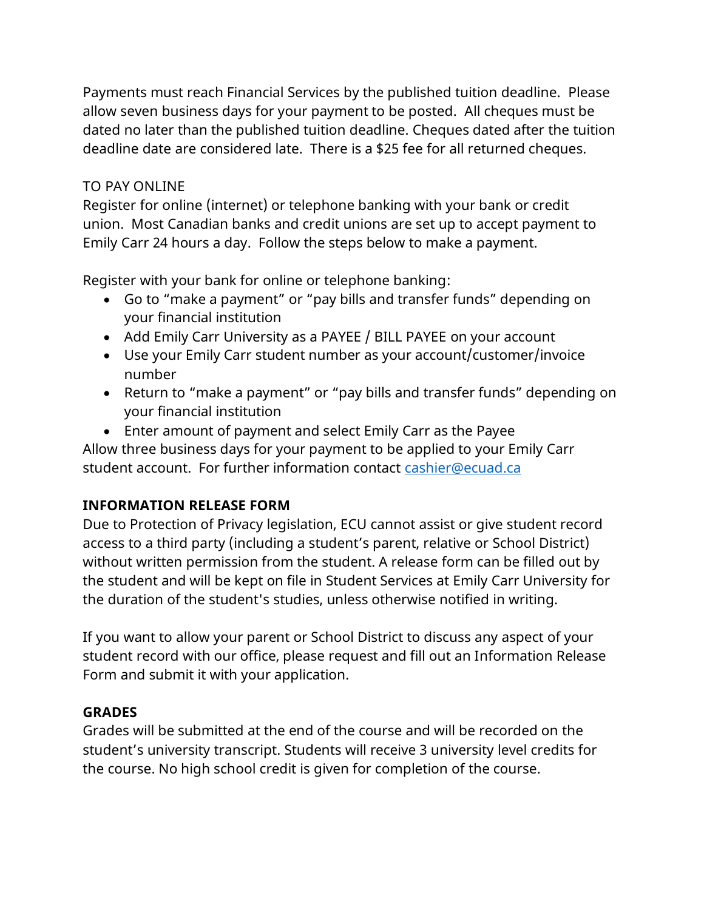Payments must reach Financial Services by the published tuition deadline. Please allow seven business days for your payment to be posted. All cheques must be dated no later than the published tuition deadline. Cheques dated after the tuition deadline date are considered late. There is a $25 fee for all returned cheques.

TO PAY ONLINE

Register for online (internet) or telephone banking with your bank or credit union. Most Canadian banks and credit unions are set up to accept payment to Emily Carr 24 hours a day. Follow the steps below to make a payment.

Register with your bank for online or telephone banking:

- Go to "make a payment" or "pay bills and transfer funds" depending on your financial institution
- Add Emily Carr University as a PAYEE / BILL PAYEE on your account
- Use your Emily Carr student number as your account/customer/invoice number
- Return to "make a payment" or "pay bills and transfer funds" depending on your financial institution
- Enter amount of payment and select Emily Carr as the Payee

Allow three business days for your payment to be applied to your Emily Carr student account. For further information contact cashier@ecuad.ca

**INFORMATION RELEASE FORM**

Due to Protection of Privacy legislation, ECU cannot assist or give student record access to a third party (including a student's parent, relative or School District) without written permission from the student. A release form can be filled out by the student and will be kept on file in Student Services at Emily Carr University for the duration of the student's studies, unless otherwise notified in writing.

If you want to allow your parent or School District to discuss any aspect of your student record with our office, please request and fill out an Information Release Form and submit it with your application.

**GRADES**

Grades will be submitted at the end of the course and will be recorded on the student's university transcript. Students will receive 3 university level credits for the course. No high school credit is given for completion of the course.